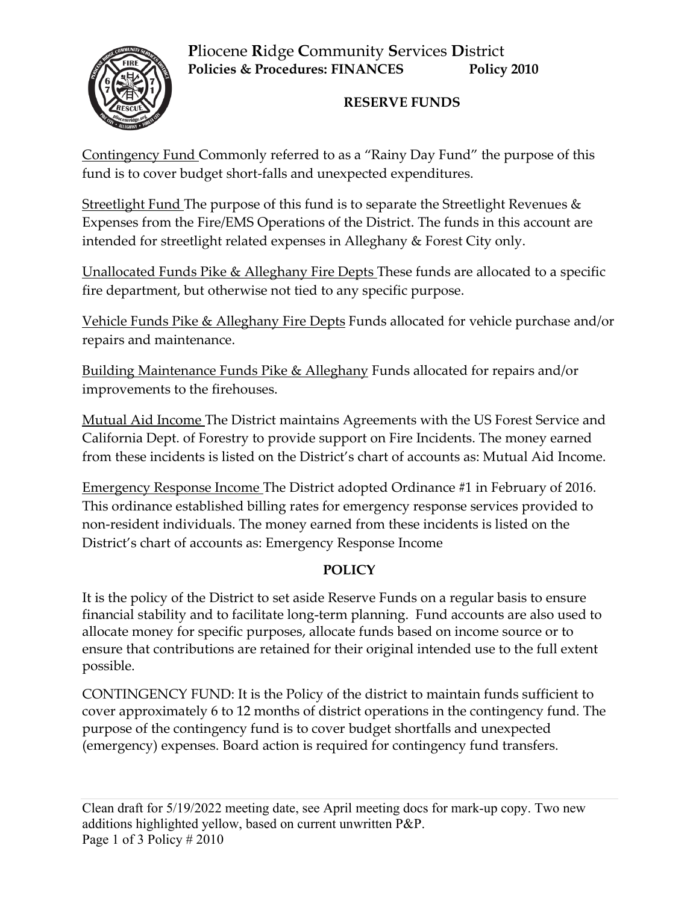**P**liocene **R**idge **C**ommunity **S**ervices **D**istrict
**Policies & Procedures: FINANCES** **Policy 2010**

## RESERVE FUNDS

Contingency Fund Commonly referred to as a "Rainy Day Fund" the purpose of this fund is to cover budget short-falls and unexpected expenditures.

Streetlight Fund The purpose of this fund is to separate the Streetlight Revenues & Expenses from the Fire/EMS Operations of the District. The funds in this account are intended for streetlight related expenses in Alleghany & Forest City only.

Unallocated Funds Pike & Alleghany Fire Depts These funds are allocated to a specific fire department, but otherwise not tied to any specific purpose.

Vehicle Funds Pike & Alleghany Fire Depts Funds allocated for vehicle purchase and/or repairs and maintenance.

Building Maintenance Funds Pike & Alleghany Funds allocated for repairs and/or improvements to the firehouses.

Mutual Aid Income The District maintains Agreements with the US Forest Service and California Dept. of Forestry to provide support on Fire Incidents. The money earned from these incidents is listed on the District's chart of accounts as: Mutual Aid Income.

Emergency Response Income The District adopted Ordinance #1 in February of 2016. This ordinance established billing rates for emergency response services provided to non-resident individuals. The money earned from these incidents is listed on the District's chart of accounts as: Emergency Response Income

## POLICY

It is the policy of the District to set aside Reserve Funds on a regular basis to ensure financial stability and to facilitate long-term planning. Fund accounts are also used to allocate money for specific purposes, allocate funds based on income source or to ensure that contributions are retained for their original intended use to the full extent possible.

CONTINGENCY FUND: It is the Policy of the district to maintain funds sufficient to cover approximately 6 to 12 months of district operations in the contingency fund. The purpose of the contingency fund is to cover budget shortfalls and unexpected (emergency) expenses. Board action is required for contingency fund transfers.

Clean draft for 5/19/2022 meeting date, see April meeting docs for mark-up copy. Two new additions highlighted yellow, based on current unwritten P&P.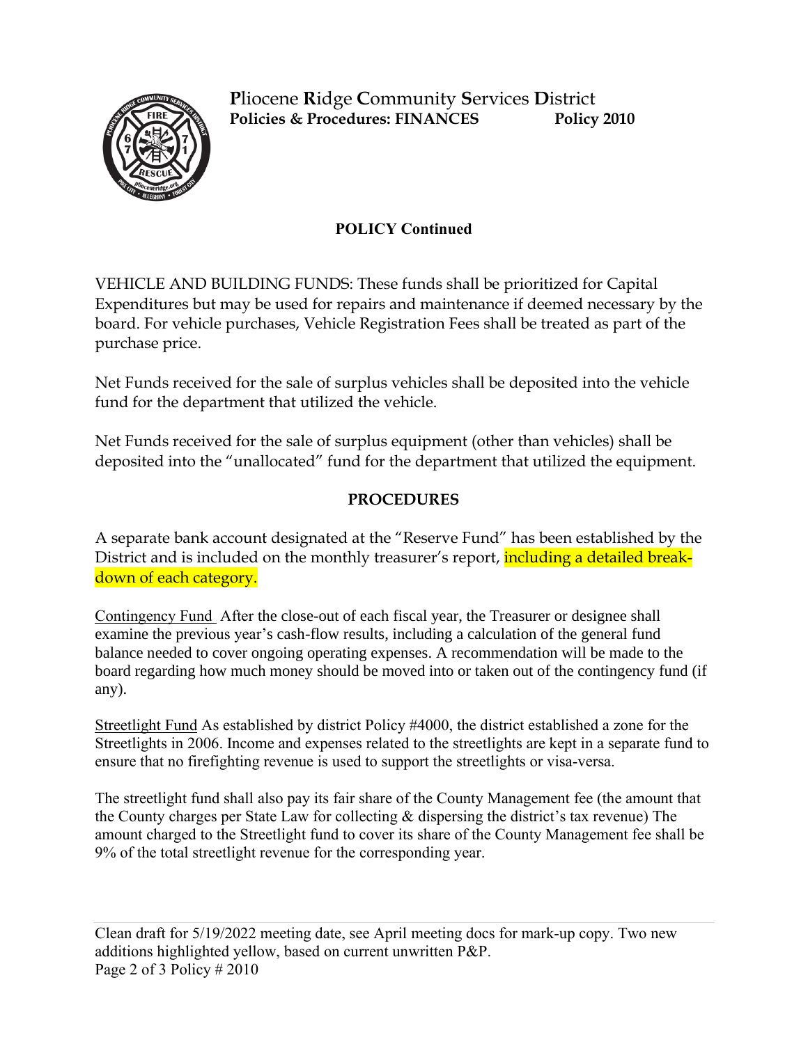**P**liocene **R**idge **C**ommunity **S**ervices **D**istrict
**Policies & Procedures: FINANCES** **Policy 2010**

## POLICY Continued

VEHICLE AND BUILDING FUNDS: These funds shall be prioritized for Capital Expenditures but may be used for repairs and maintenance if deemed necessary by the board. For vehicle purchases, Vehicle Registration Fees shall be treated as part of the purchase price.

Net Funds received for the sale of surplus vehicles shall be deposited into the vehicle fund for the department that utilized the vehicle.

Net Funds received for the sale of surplus equipment (other than vehicles) shall be deposited into the "unallocated" fund for the department that utilized the equipment.

## PROCEDURES

A separate bank account designated at the "Reserve Fund" has been established by the District and is included on the monthly treasurer's report, including a detailed break-down of each category.

Contingency Fund After the close-out of each fiscal year, the Treasurer or designee shall examine the previous year's cash-flow results, including a calculation of the general fund balance needed to cover ongoing operating expenses. A recommendation will be made to the board regarding how much money should be moved into or taken out of the contingency fund (if any).

Streetlight Fund As established by district Policy #4000, the district established a zone for the Streetlights in 2006. Income and expenses related to the streetlights are kept in a separate fund to ensure that no firefighting revenue is used to support the streetlights or visa-versa.

The streetlight fund shall also pay its fair share of the County Management fee (the amount that the County charges per State Law for collecting & dispersing the district's tax revenue) The amount charged to the Streetlight fund to cover its share of the County Management fee shall be 9% of the total streetlight revenue for the corresponding year.

Clean draft for 5/19/2022 meeting date, see April meeting docs for mark-up copy. Two new additions highlighted yellow, based on current unwritten P&P.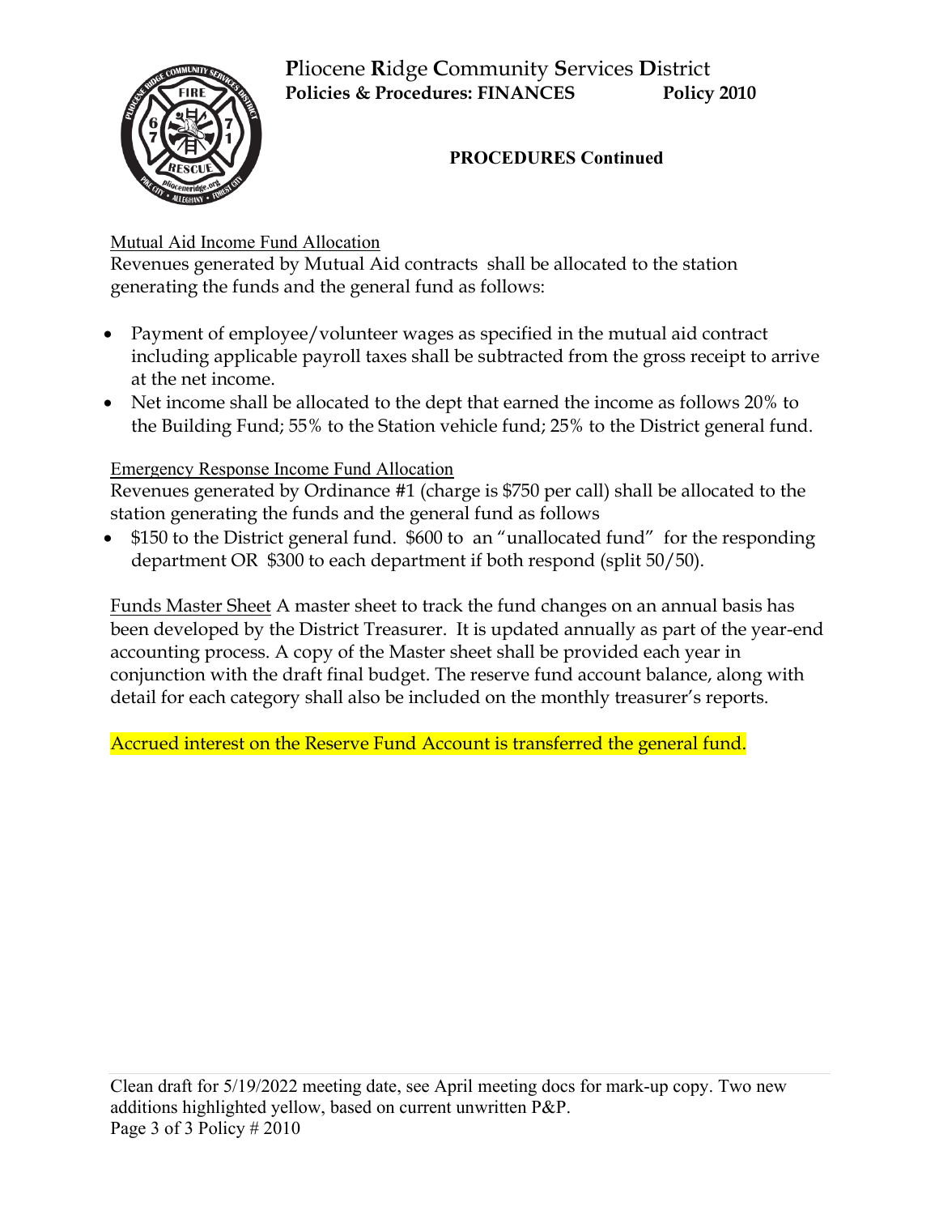**P**liocene **R**idge **C**ommunity **S**ervices **D**istrict
**Policies & Procedures: FINANCES** **Policy 2010**

**PROCEDURES Continued**

Mutual Aid Income Fund Allocation
Revenues generated by Mutual Aid contracts shall be allocated to the station generating the funds and the general fund as follows:

- Payment of employee/volunteer wages as specified in the mutual aid contract including applicable payroll taxes shall be subtracted from the gross receipt to arrive at the net income.
- Net income shall be allocated to the dept that earned the income as follows 20% to the Building Fund; 55% to the Station vehicle fund; 25% to the District general fund.

Emergency Response Income Fund Allocation
Revenues generated by Ordinance #1 (charge is $750 per call) shall be allocated to the station generating the funds and the general fund as follows

- $150 to the District general fund. $600 to an "unallocated fund" for the responding department OR $300 to each department if both respond (split 50/50).

Funds Master Sheet A master sheet to track the fund changes on an annual basis has been developed by the District Treasurer. It is updated annually as part of the year-end accounting process. A copy of the Master sheet shall be provided each year in conjunction with the draft final budget. The reserve fund account balance, along with detail for each category shall also be included on the monthly treasurer's reports.

Accrued interest on the Reserve Fund Account is transferred the general fund.

Clean draft for 5/19/2022 meeting date, see April meeting docs for mark-up copy. Two new additions highlighted yellow, based on current unwritten P&P.